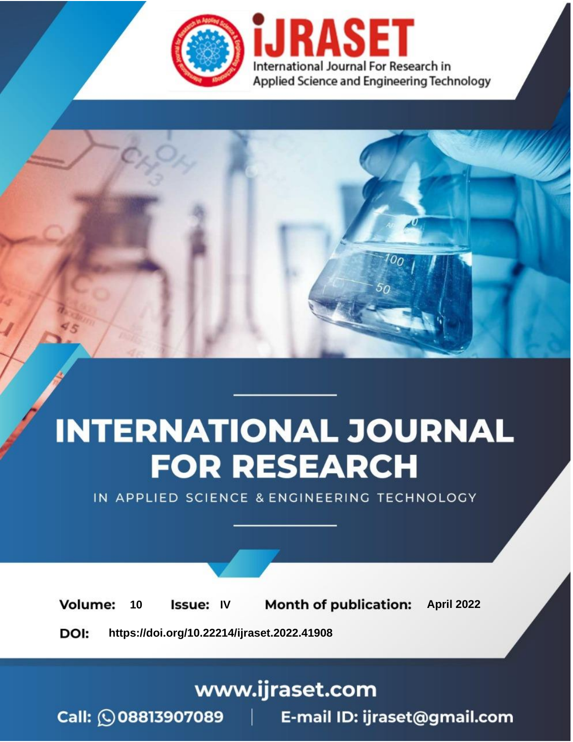iJRASET

International Journal For Research in Applied Science and Engineering Technology

# INTERNATIONAL JOURNAL FOR RESEARCH

IN APPLIED SCIENCE & ENGINEERING TECHNOLOGY

**Volume:** 10 **Issue:** IV **Month of publication:** April 2022

**DOI:** https://doi.org/10.22214/ijraset.2022.41908

www.ijraset.com

Call: 08813907089 | E-mail ID: ijraset@gmail.com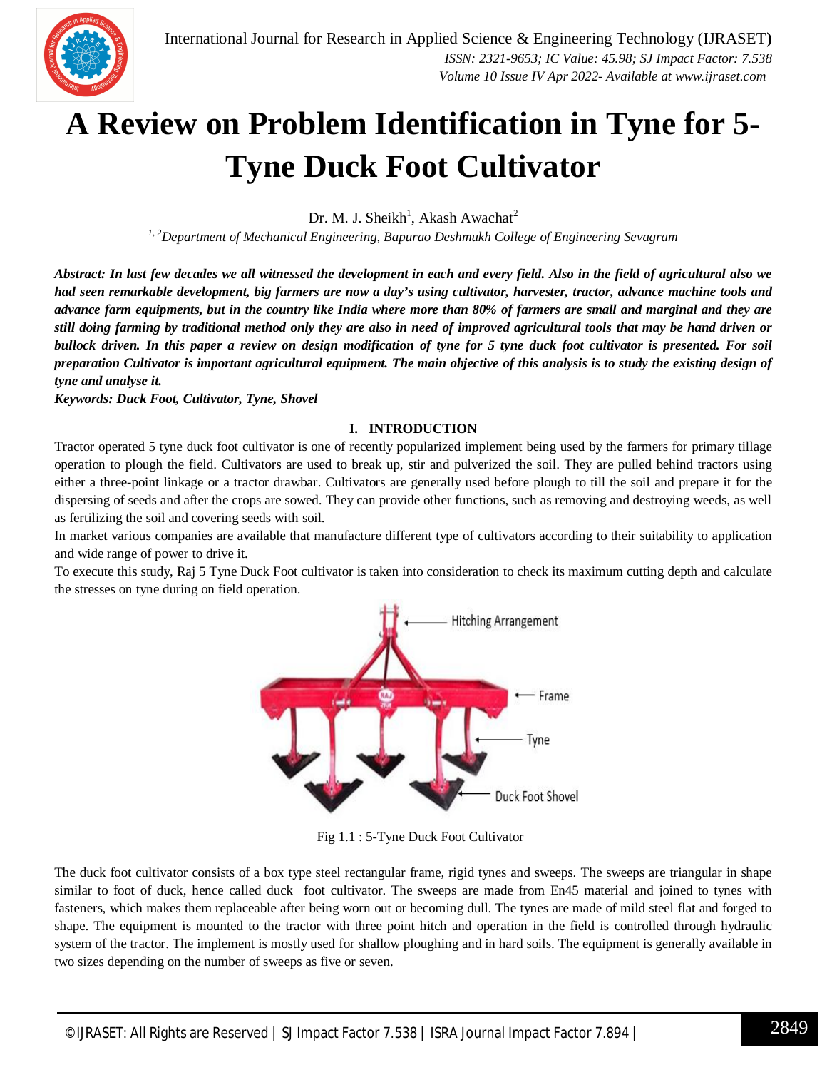# A Review on Problem Identification in Tyne for 5-Tyne Duck Foot Cultivator

Dr. M. J. Sheikh[1], Akash Awachat[2]

[1, 2]Department of Mechanical Engineering, Bapurao Deshmukh College of Engineering Sevagram

***Abstract:** In last few decades we all witnessed the development in each and every field. Also in the field of agricultural also we had seen remarkable development, big farmers are now a day's using cultivator, harvester, tractor, advance machine tools and advance farm equipments, but in the country like India where more than 80% of farmers are small and marginal and they are still doing farming by traditional method only they are also in need of improved agricultural tools that may be hand driven or bullock driven. In this paper a review on design modification of tyne for 5 tyne duck foot cultivator is presented. For soil preparation Cultivator is important agricultural equipment. The main objective of this analysis is to study the existing design of tyne and analyse it.*

***Keywords:** Duck Foot, Cultivator, Tyne, Shovel*

## I. INTRODUCTION

Tractor operated 5 tyne duck foot cultivator is one of recently popularized implement being used by the farmers for primary tillage operation to plough the field. Cultivators are used to break up, stir and pulverized the soil. They are pulled behind tractors using either a three-point linkage or a tractor drawbar. Cultivators are generally used before plough to till the soil and prepare it for the dispersing of seeds and after the crops are sowed. They can provide other functions, such as removing and destroying weeds, as well as fertilizing the soil and covering seeds with soil.

In market various companies are available that manufacture different type of cultivators according to their suitability to application and wide range of power to drive it.

To execute this study, Raj 5 Tyne Duck Foot cultivator is taken into consideration to check its maximum cutting depth and calculate the stresses on tyne during on field operation.

Fig 1.1 : 5-Tyne Duck Foot Cultivator

The duck foot cultivator consists of a box type steel rectangular frame, rigid tynes and sweeps. The sweeps are triangular in shape similar to foot of duck, hence called duck foot cultivator. The sweeps are made from En45 material and joined to tynes with fasteners, which makes them replaceable after being worn out or becoming dull. The tynes are made of mild steel flat and forged to shape. The equipment is mounted to the tractor with three point hitch and operation in the field is controlled through hydraulic system of the tractor. The implement is mostly used for shallow ploughing and in hard soils. The equipment is generally available in two sizes depending on the number of sweeps as five or seven.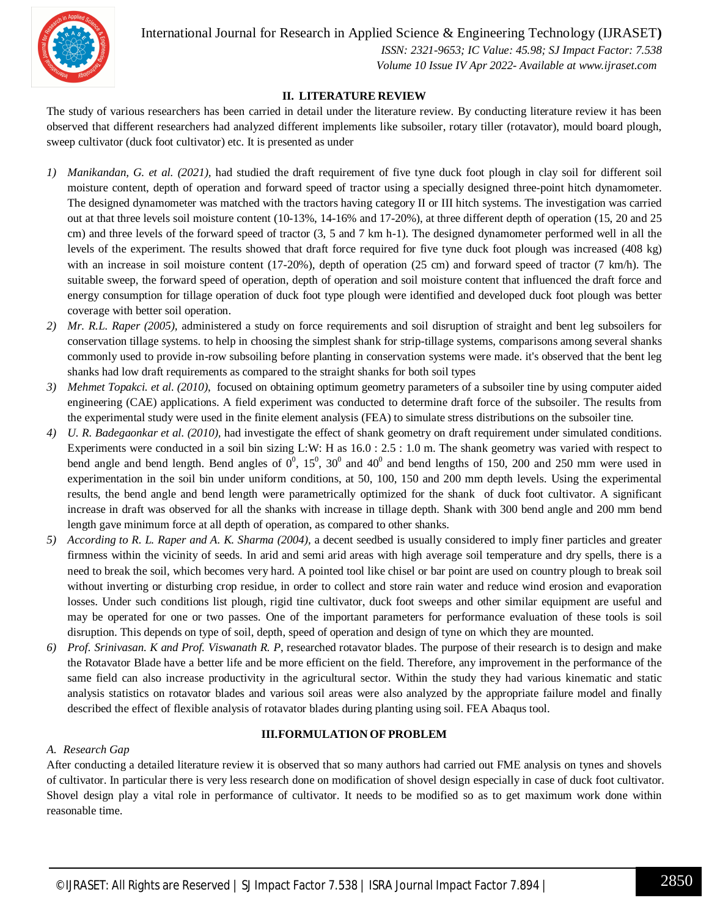## II. LITERATURE REVIEW

The study of various researchers has been carried in detail under the literature review. By conducting literature review it has been observed that different researchers had analyzed different implements like subsoiler, rotary tiller (rotavator), mould board plough, sweep cultivator (duck foot cultivator) etc. It is presented as under

1) *Manikandan, G. et al. (2021),* had studied the draft requirement of five tyne duck foot plough in clay soil for different soil moisture content, depth of operation and forward speed of tractor using a specially designed three-point hitch dynamometer. The designed dynamometer was matched with the tractors having category II or III hitch systems. The investigation was carried out at that three levels soil moisture content (10-13%, 14-16% and 17-20%), at three different depth of operation (15, 20 and 25 cm) and three levels of the forward speed of tractor (3, 5 and 7 km h-1). The designed dynamometer performed well in all the levels of the experiment. The results showed that draft force required for five tyne duck foot plough was increased (408 kg) with an increase in soil moisture content (17-20%), depth of operation (25 cm) and forward speed of tractor (7 km/h). The suitable sweep, the forward speed of operation, depth of operation and soil moisture content that influenced the draft force and energy consumption for tillage operation of duck foot type plough were identified and developed duck foot plough was better coverage with better soil operation.
2) *Mr. R.L. Raper (2005),* administered a study on force requirements and soil disruption of straight and bent leg subsoilers for conservation tillage systems. to help in choosing the simplest shank for strip-tillage systems, comparisons among several shanks commonly used to provide in-row subsoiling before planting in conservation systems were made. it's observed that the bent leg shanks had low draft requirements as compared to the straight shanks for both soil types
3) *Mehmet Topakci. et al. (2010),* focused on obtaining optimum geometry parameters of a subsoiler tine by using computer aided engineering (CAE) applications. A field experiment was conducted to determine draft force of the subsoiler. The results from the experimental study were used in the finite element analysis (FEA) to simulate stress distributions on the subsoiler tine.
4) *U. R. Badegaonkar et al. (2010),* had investigate the effect of shank geometry on draft requirement under simulated conditions. Experiments were conducted in a soil bin sizing L:W: H as 16.0 : 2.5 : 1.0 m. The shank geometry was varied with respect to bend angle and bend length. Bend angles of $0^0$, $15^0$, $30^0$ and $40^0$ and bend lengths of 150, 200 and 250 mm were used in experimentation in the soil bin under uniform conditions, at 50, 100, 150 and 200 mm depth levels. Using the experimental results, the bend angle and bend length were parametrically optimized for the shank of duck foot cultivator. A significant increase in draft was observed for all the shanks with increase in tillage depth. Shank with 300 bend angle and 200 mm bend length gave minimum force at all depth of operation, as compared to other shanks.
5) *According to R. L. Raper and A. K. Sharma (2004),* a decent seedbed is usually considered to imply finer particles and greater firmness within the vicinity of seeds. In arid and semi arid areas with high average soil temperature and dry spells, there is a need to break the soil, which becomes very hard. A pointed tool like chisel or bar point are used on country plough to break soil without inverting or disturbing crop residue, in order to collect and store rain water and reduce wind erosion and evaporation losses. Under such conditions list plough, rigid tine cultivator, duck foot sweeps and other similar equipment are useful and may be operated for one or two passes. One of the important parameters for performance evaluation of these tools is soil disruption. This depends on type of soil, depth, speed of operation and design of tyne on which they are mounted.
6) *Prof. Srinivasan. K and Prof. Viswanath R. P,* researched rotavator blades. The purpose of their research is to design and make the Rotavator Blade have a better life and be more efficient on the field. Therefore, any improvement in the performance of the same field can also increase productivity in the agricultural sector. Within the study they had various kinematic and static analysis statistics on rotavator blades and various soil areas were also analyzed by the appropriate failure model and finally described the effect of flexible analysis of rotavator blades during planting using soil. FEA Abaqus tool.

## III. FORMULATION OF PROBLEM

### *A. Research Gap*

After conducting a detailed literature review it is observed that so many authors had carried out FME analysis on tynes and shovels of cultivator. In particular there is very less research done on modification of shovel design especially in case of duck foot cultivator. Shovel design play a vital role in performance of cultivator. It needs to be modified so as to get maximum work done within reasonable time.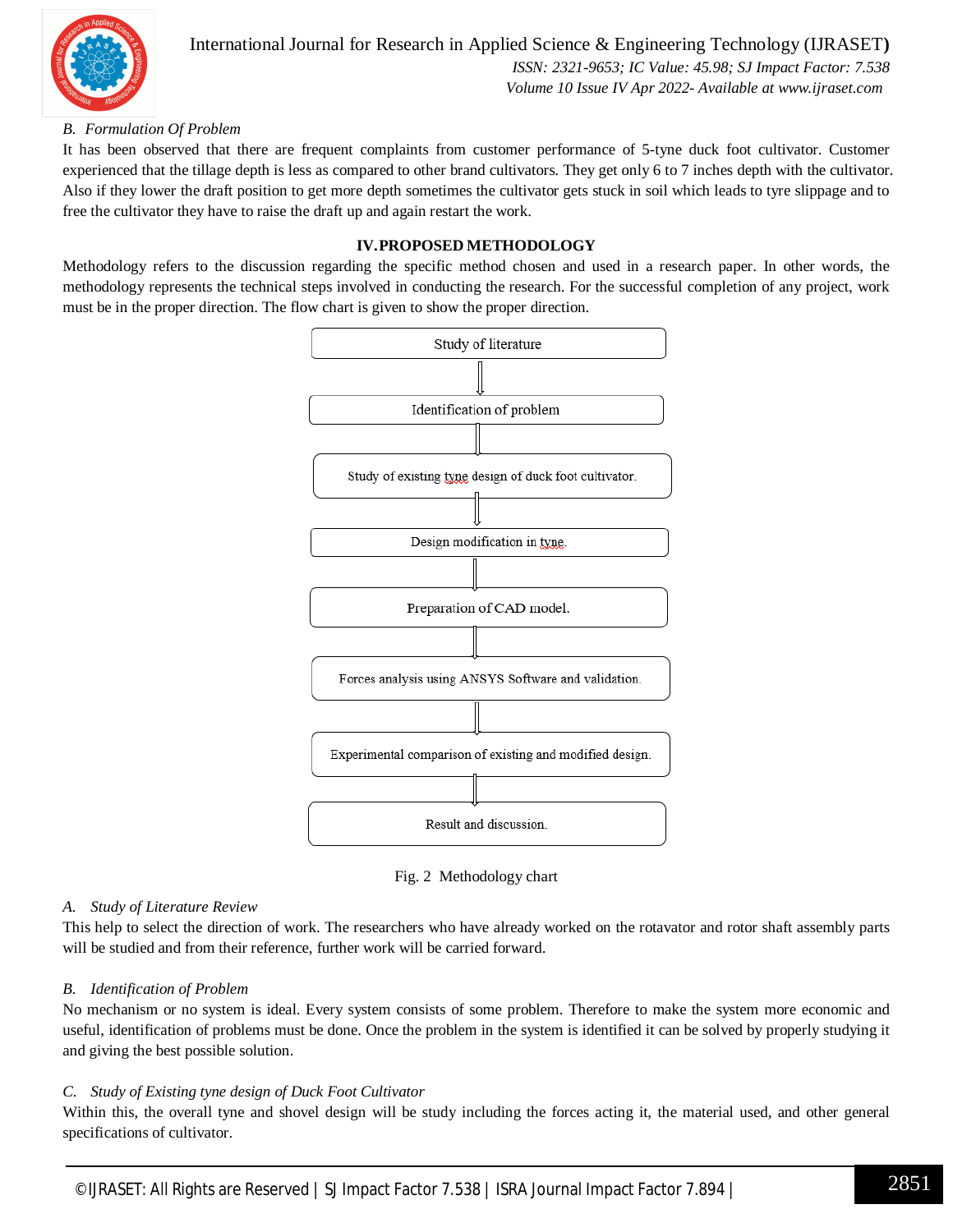### *B. Formulation Of Problem*

It has been observed that there are frequent complaints from customer performance of 5-tyne duck foot cultivator. Customer experienced that the tillage depth is less as compared to other brand cultivators. They get only 6 to 7 inches depth with the cultivator. Also if they lower the draft position to get more depth sometimes the cultivator gets stuck in soil which leads to tyre slippage and to free the cultivator they have to raise the draft up and again restart the work.

## IV. PROPOSED METHODOLOGY

Methodology refers to the discussion regarding the specific method chosen and used in a research paper. In other words, the methodology represents the technical steps involved in conducting the research. For the successful completion of any project, work must be in the proper direction. The flow chart is given to show the proper direction.

Study of literature
↓
Identification of problem
↓
Study of existing tyne design of duck foot cultivator.
↓
Design modification in tyne.
↓
Preparation of CAD model.
↓
Forces analysis using ANSYS Software and validation.
↓
Experimental comparison of existing and modified design.
↓
Result and discussion.

Fig. 2 Methodology chart

### *A. Study of Literature Review*

This help to select the direction of work. The researchers who have already worked on the rotavator and rotor shaft assembly parts will be studied and from their reference, further work will be carried forward.

### *B. Identification of Problem*

No mechanism or no system is ideal. Every system consists of some problem. Therefore to make the system more economic and useful, identification of problems must be done. Once the problem in the system is identified it can be solved by properly studying it and giving the best possible solution.

### *C. Study of Existing tyne design of Duck Foot Cultivator*

Within this, the overall tyne and shovel design will be study including the forces acting it, the material used, and other general specifications of cultivator.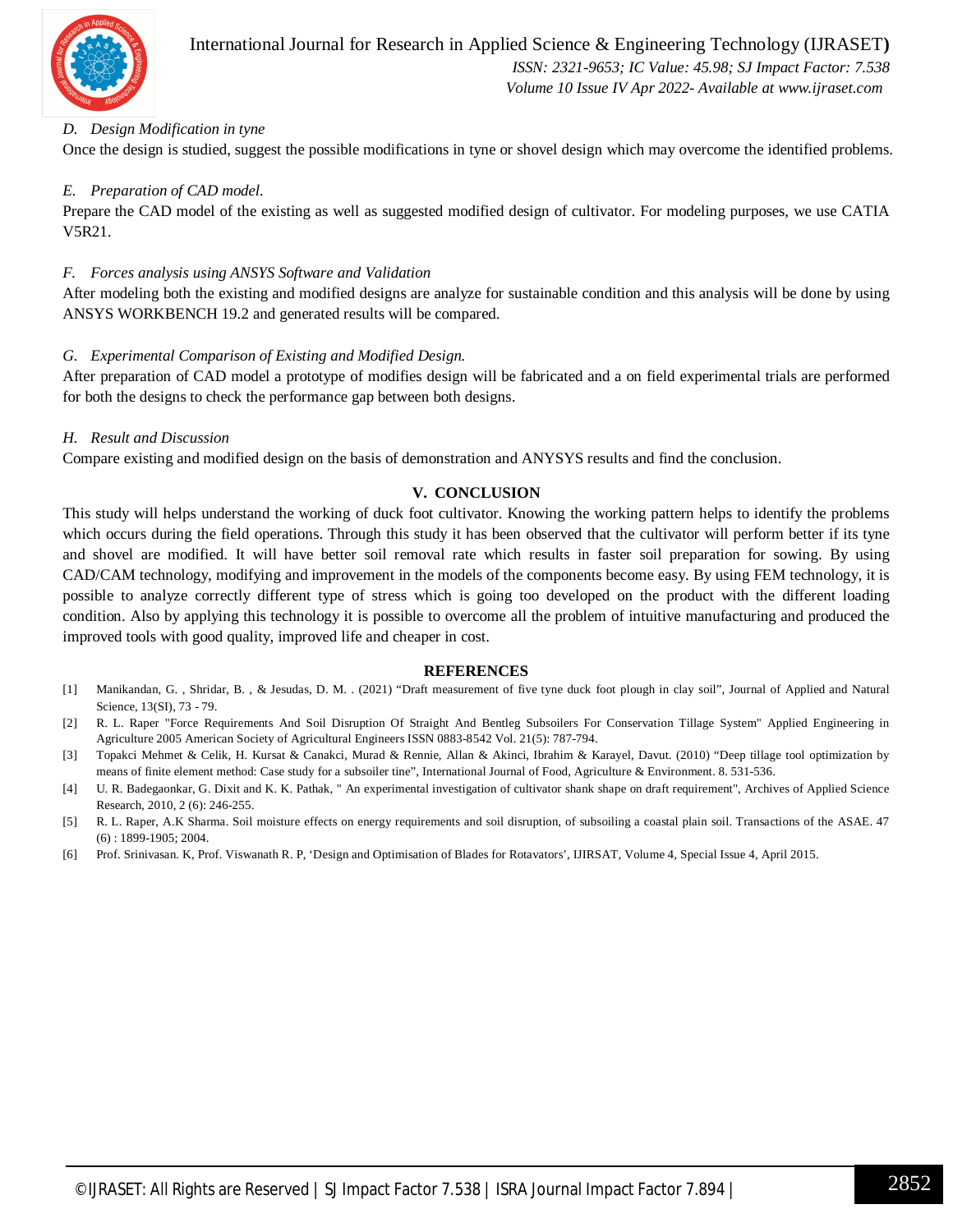### *D. Design Modification in tyne*

Once the design is studied, suggest the possible modifications in tyne or shovel design which may overcome the identified problems.

### *E. Preparation of CAD model.*

Prepare the CAD model of the existing as well as suggested modified design of cultivator. For modeling purposes, we use CATIA V5R21.

### *F. Forces analysis using ANSYS Software and Validation*

After modeling both the existing and modified designs are analyze for sustainable condition and this analysis will be done by using ANSYS WORKBENCH 19.2 and generated results will be compared.

### *G. Experimental Comparison of Existing and Modified Design.*

After preparation of CAD model a prototype of modifies design will be fabricated and a on field experimental trials are performed for both the designs to check the performance gap between both designs.

### *H. Result and Discussion*

Compare existing and modified design on the basis of demonstration and ANYSYS results and find the conclusion.

## V. CONCLUSION

This study will helps understand the working of duck foot cultivator. Knowing the working pattern helps to identify the problems which occurs during the field operations. Through this study it has been observed that the cultivator will perform better if its tyne and shovel are modified. It will have better soil removal rate which results in faster soil preparation for sowing. By using CAD/CAM technology, modifying and improvement in the models of the components become easy. By using FEM technology, it is possible to analyze correctly different type of stress which is going too developed on the product with the different loading condition. Also by applying this technology it is possible to overcome all the problem of intuitive manufacturing and produced the improved tools with good quality, improved life and cheaper in cost.

## REFERENCES

[1] Manikandan, G. , Shridar, B. , & Jesudas, D. M. . (2021) “Draft measurement of five tyne duck foot plough in clay soil”, Journal of Applied and Natural Science, 13(SI), 73 - 79.

[2] R. L. Raper "Force Requirements And Soil Disruption Of Straight And Bentleg Subsoilers For Conservation Tillage System" Applied Engineering in Agriculture 2005 American Society of Agricultural Engineers ISSN 0883-8542 Vol. 21(5): 787-794.

[3] Topakci Mehmet & Celik, H. Kursat & Canakci, Murad & Rennie, Allan & Akinci, Ibrahim & Karayel, Davut. (2010) “Deep tillage tool optimization by means of finite element method: Case study for a subsoiler tine”, International Journal of Food, Agriculture & Environment. 8. 531-536.

[4] U. R. Badegaonkar, G. Dixit and K. K. Pathak, " An experimental investigation of cultivator shank shape on draft requirement", Archives of Applied Science Research, 2010, 2 (6): 246-255.

[5] R. L. Raper, A.K Sharma. Soil moisture effects on energy requirements and soil disruption, of subsoiling a coastal plain soil. Transactions of the ASAE. 47 (6) : 1899-1905; 2004.

[6] Prof. Srinivasan. K, Prof. Viswanath R. P, ‘Design and Optimisation of Blades for Rotavators’, IJIRSAT, Volume 4, Special Issue 4, April 2015.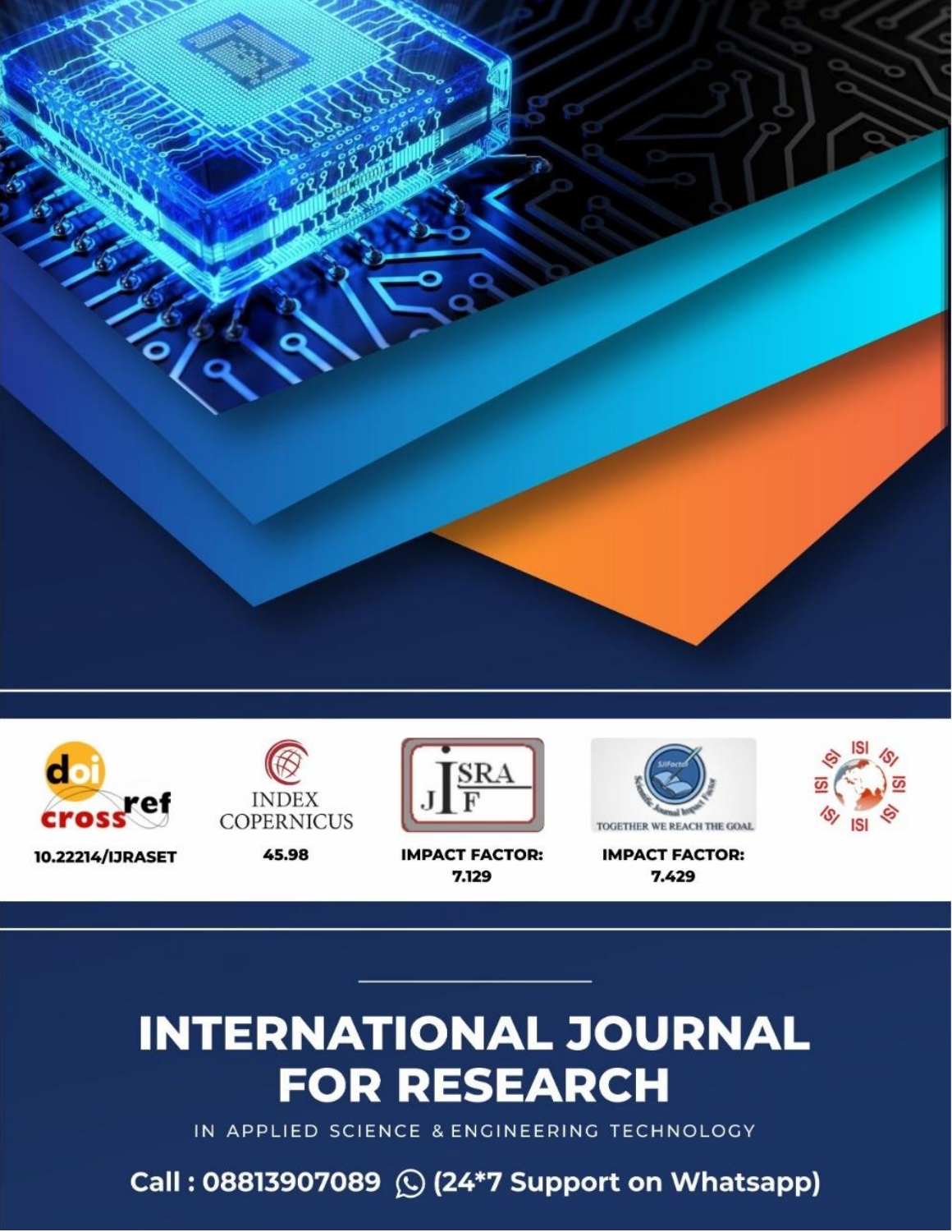10.22214/IJRASET

INDEX COPERNICUS

45.98

IMPACT FACTOR: 7.129

IMPACT FACTOR: 7.429

# INTERNATIONAL JOURNAL FOR RESEARCH

IN APPLIED SCIENCE & ENGINEERING TECHNOLOGY

Call : 08813907089 (24*7 Support on Whatsapp)